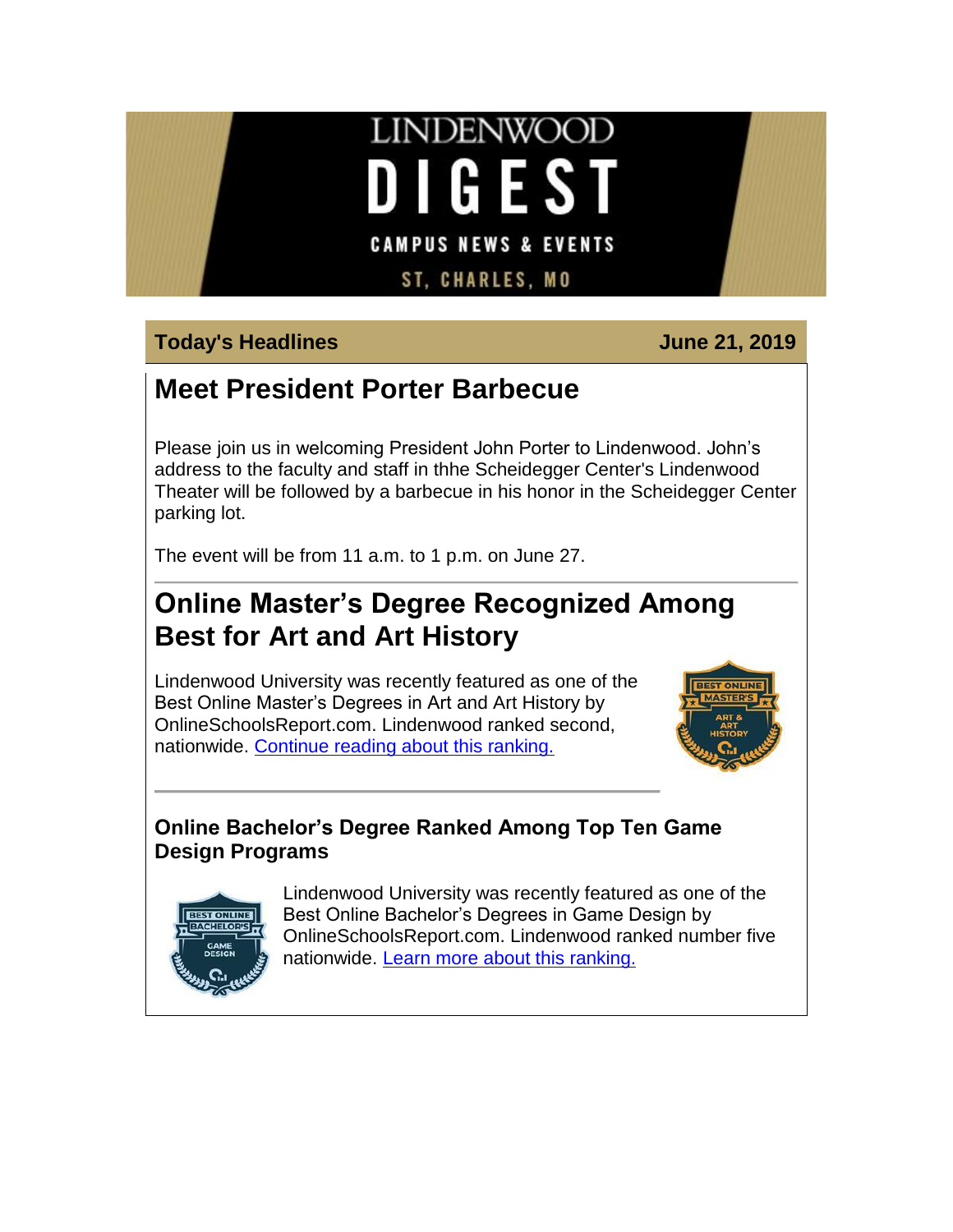# LINDENWOOD DIGEST

CAMPUS NEWS & EVENTS

ST, CHARLES, MO

**Today's Headlines** **June 21, 2019**

## Meet President Porter Barbecue

Please join us in welcoming President John Porter to Lindenwood. John's address to the faculty and staff in thhe Scheidegger Center's Lindenwood Theater will be followed by a barbecue in his honor in the Scheidegger Center parking lot.

The event will be from 11 a.m. to 1 p.m. on June 27.

---

## Online Master's Degree Recognized Among Best for Art and Art History

Lindenwood University was recently featured as one of the Best Online Master's Degrees in Art and Art History by OnlineSchoolsReport.com. Lindenwood ranked second, nationwide. Continue reading about this ranking.

---

### Online Bachelor's Degree Ranked Among Top Ten Game Design Programs

Lindenwood University was recently featured as one of the Best Online Bachelor's Degrees in Game Design by OnlineSchoolsReport.com. Lindenwood ranked number five nationwide. Learn more about this ranking.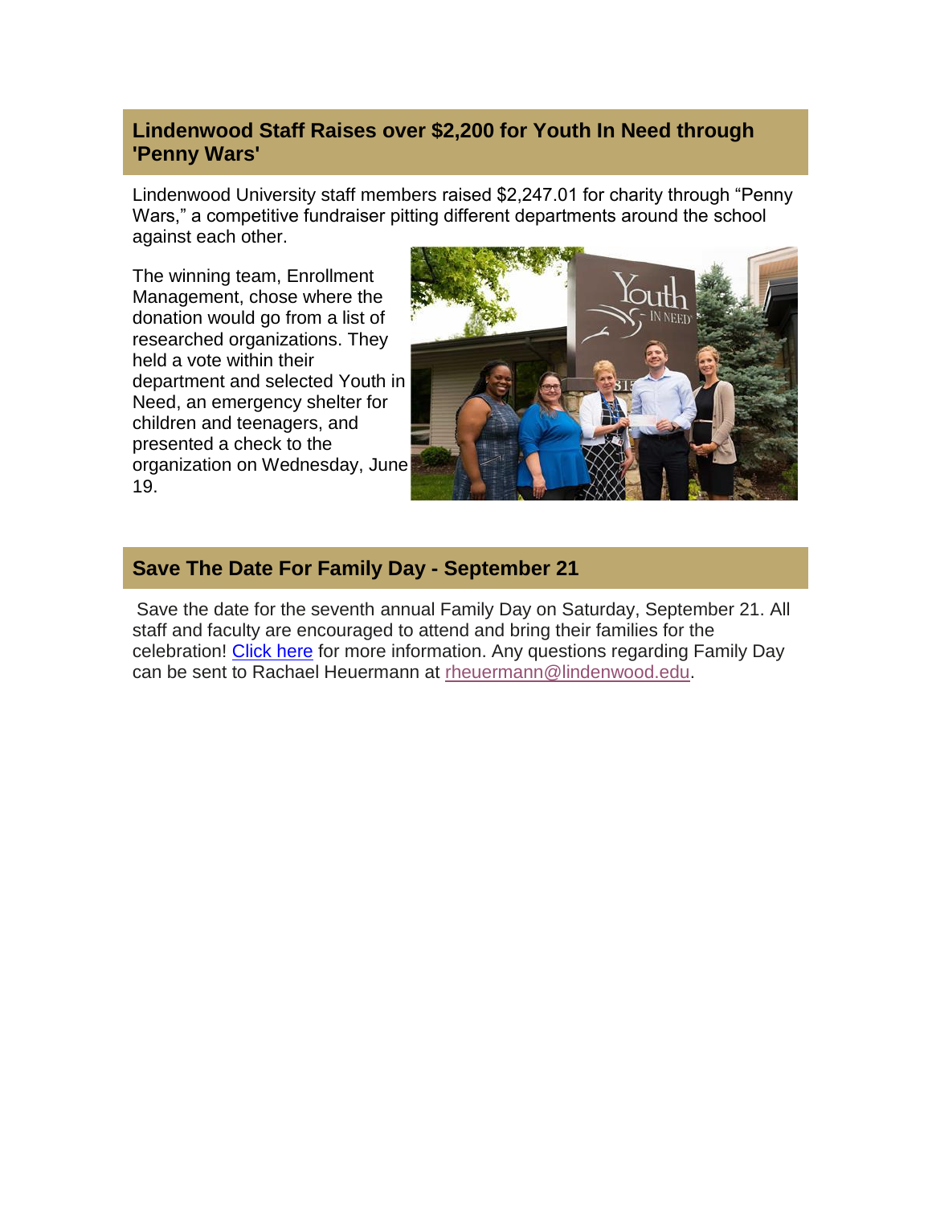## Lindenwood Staff Raises over $2,200 for Youth In Need through 'Penny Wars'

Lindenwood University staff members raised $2,247.01 for charity through "Penny Wars," a competitive fundraiser pitting different departments around the school against each other.

The winning team, Enrollment Management, chose where the donation would go from a list of researched organizations. They held a vote within their department and selected Youth in Need, an emergency shelter for children and teenagers, and presented a check to the organization on Wednesday, June 19.

## Save The Date For Family Day - September 21

Save the date for the seventh annual Family Day on Saturday, September 21. All staff and faculty are encouraged to attend and bring their families for the celebration! Click here for more information. Any questions regarding Family Day can be sent to Rachael Heuermann at rheuermann@lindenwood.edu.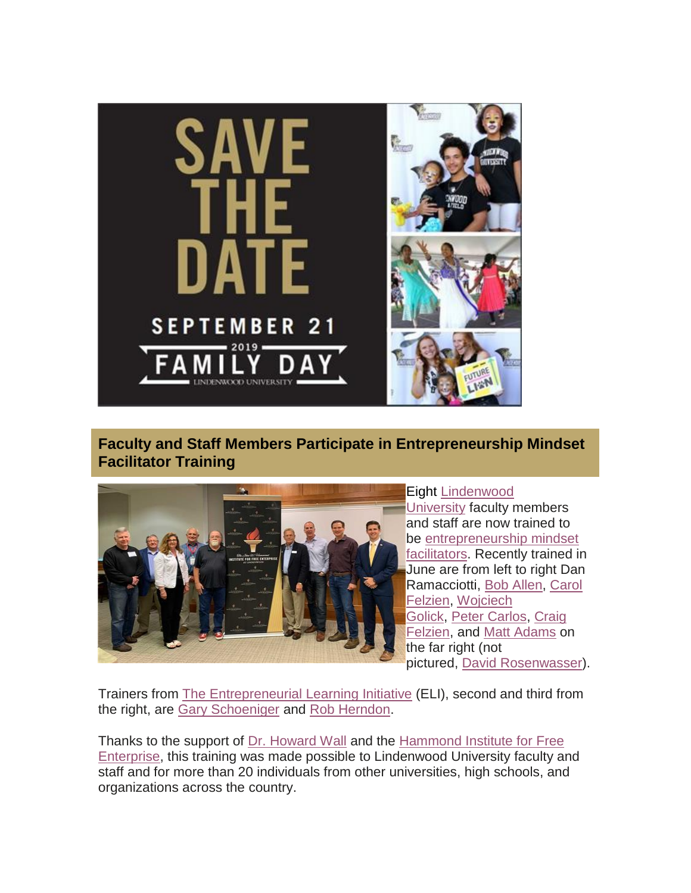SAVE THE DATE

SEPTEMBER 21

2019

FAMILY DAY

LINDENWOOD UNIVERSITY

## Faculty and Staff Members Participate in Entrepreneurship Mindset Facilitator Training

Eight Lindenwood University faculty members and staff are now trained to be entrepreneurship mindset facilitators. Recently trained in June are from left to right Dan Ramacciotti, Bob Allen, Carol Felzien, Wojciech Golick, Peter Carlos, Craig Felzien, and Matt Adams on the far right (not pictured, David Rosenwasser).

Trainers from The Entrepreneurial Learning Initiative (ELI), second and third from the right, are Gary Schoeniger and Rob Herndon.

Thanks to the support of Dr. Howard Wall and the Hammond Institute for Free Enterprise, this training was made possible to Lindenwood University faculty and staff and for more than 20 individuals from other universities, high schools, and organizations across the country.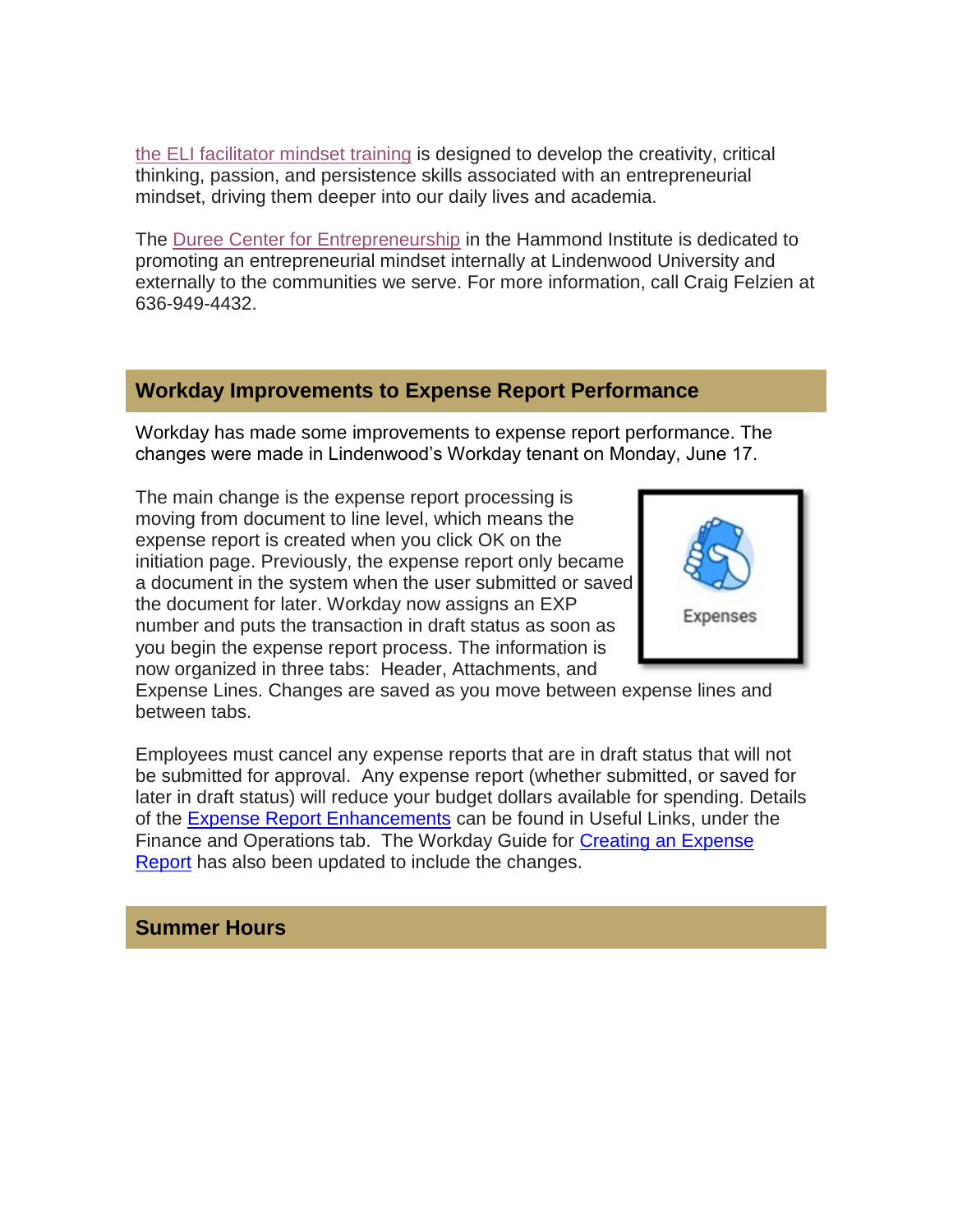the ELI facilitator mindset training is designed to develop the creativity, critical thinking, passion, and persistence skills associated with an entrepreneurial mindset, driving them deeper into our daily lives and academia.

The Duree Center for Entrepreneurship in the Hammond Institute is dedicated to promoting an entrepreneurial mindset internally at Lindenwood University and externally to the communities we serve. For more information, call Craig Felzien at 636-949-4432.

## Workday Improvements to Expense Report Performance

Workday has made some improvements to expense report performance. The changes were made in Lindenwood's Workday tenant on Monday, June 17.

The main change is the expense report processing is moving from document to line level, which means the expense report is created when you click OK on the initiation page. Previously, the expense report only became a document in the system when the user submitted or saved the document for later. Workday now assigns an EXP number and puts the transaction in draft status as soon as you begin the expense report process. The information is now organized in three tabs: Header, Attachments, and Expense Lines. Changes are saved as you move between expense lines and between tabs.

Employees must cancel any expense reports that are in draft status that will not be submitted for approval. Any expense report (whether submitted, or saved for later in draft status) will reduce your budget dollars available for spending. Details of the Expense Report Enhancements can be found in Useful Links, under the Finance and Operations tab. The Workday Guide for Creating an Expense Report has also been updated to include the changes.

## Summer Hours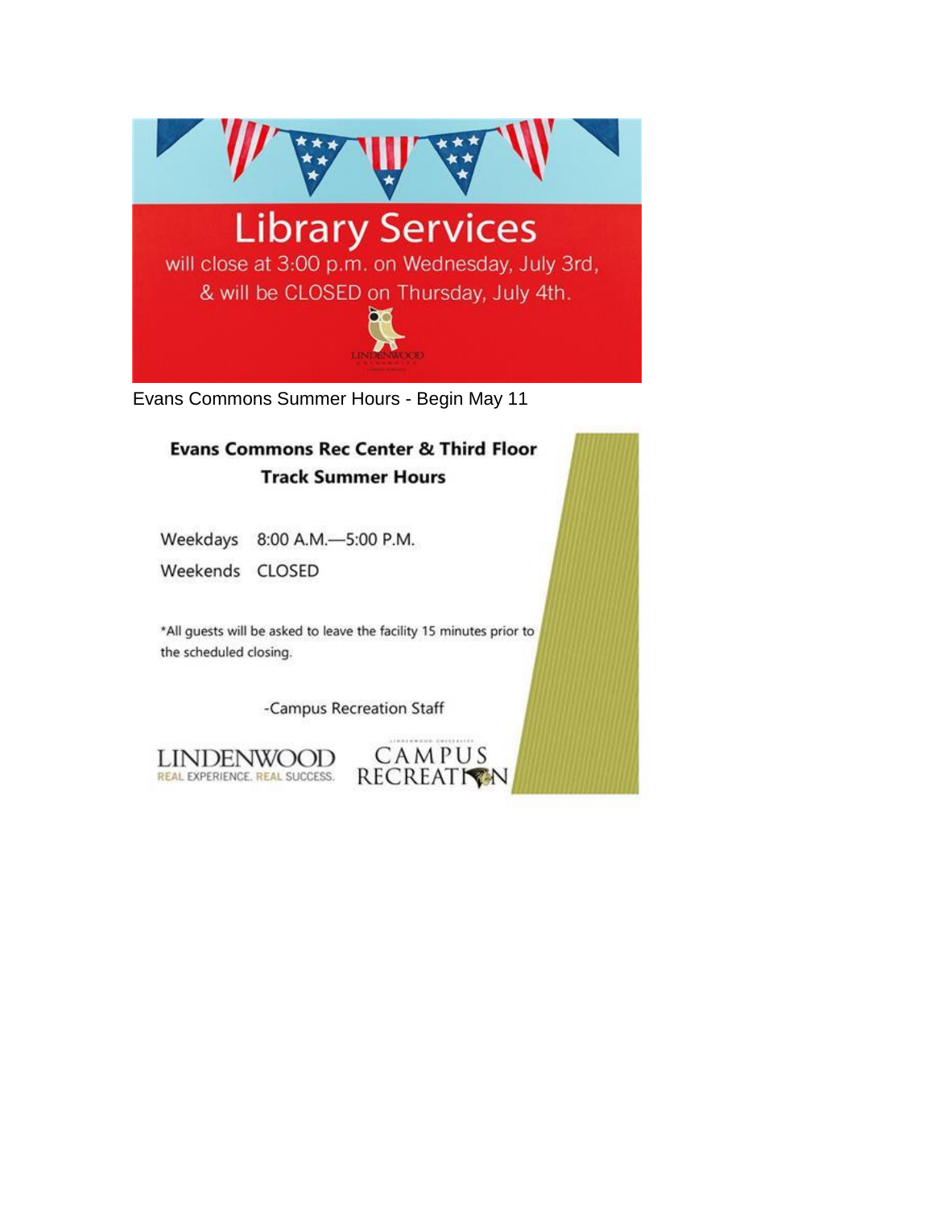## Library Services

will close at 3:00 p.m. on Wednesday, July 3rd, & will be CLOSED on Thursday, July 4th.

Evans Commons Summer Hours - Begin May 11

### Evans Commons Rec Center & Third Floor Track Summer Hours

Weekdays 8:00 A.M.—5:00 P.M.

Weekends CLOSED

*All guests will be asked to leave the facility 15 minutes prior to the scheduled closing.

-Campus Recreation Staff

LINDENWOOD
REAL EXPERIENCE. REAL SUCCESS.

CAMPUS RECREATION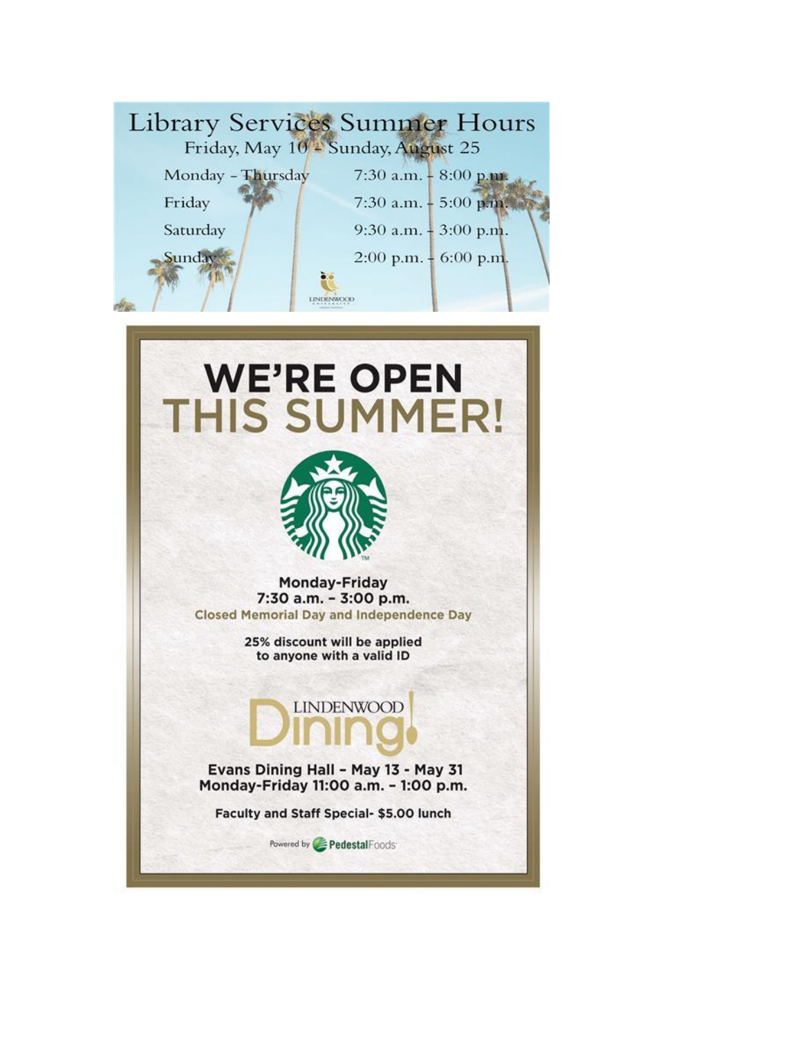# Library Services Summer Hours

Friday, May 10 – Sunday, August 25

| | |
|---|---|
| Monday – Thursday | 7:30 a.m. – 8:00 p.m. |
| Friday | 7:30 a.m. – 5:00 p.m. |
| Saturday | 9:30 a.m. – 3:00 p.m. |
| Sunday | 2:00 p.m. – 6:00 p.m. |

LINDENWOOD

# WE'RE OPEN THIS SUMMER!

**Monday-Friday**
**7:30 a.m. – 3:00 p.m.**
**Closed Memorial Day and Independence Day**

**25% discount will be applied to anyone with a valid ID**

LINDENWOOD Dining!

**Evans Dining Hall – May 13 - May 31**
**Monday-Friday 11:00 a.m. – 1:00 p.m.**

**Faculty and Staff Special- $5.00 lunch**

Powered by PedestalFoods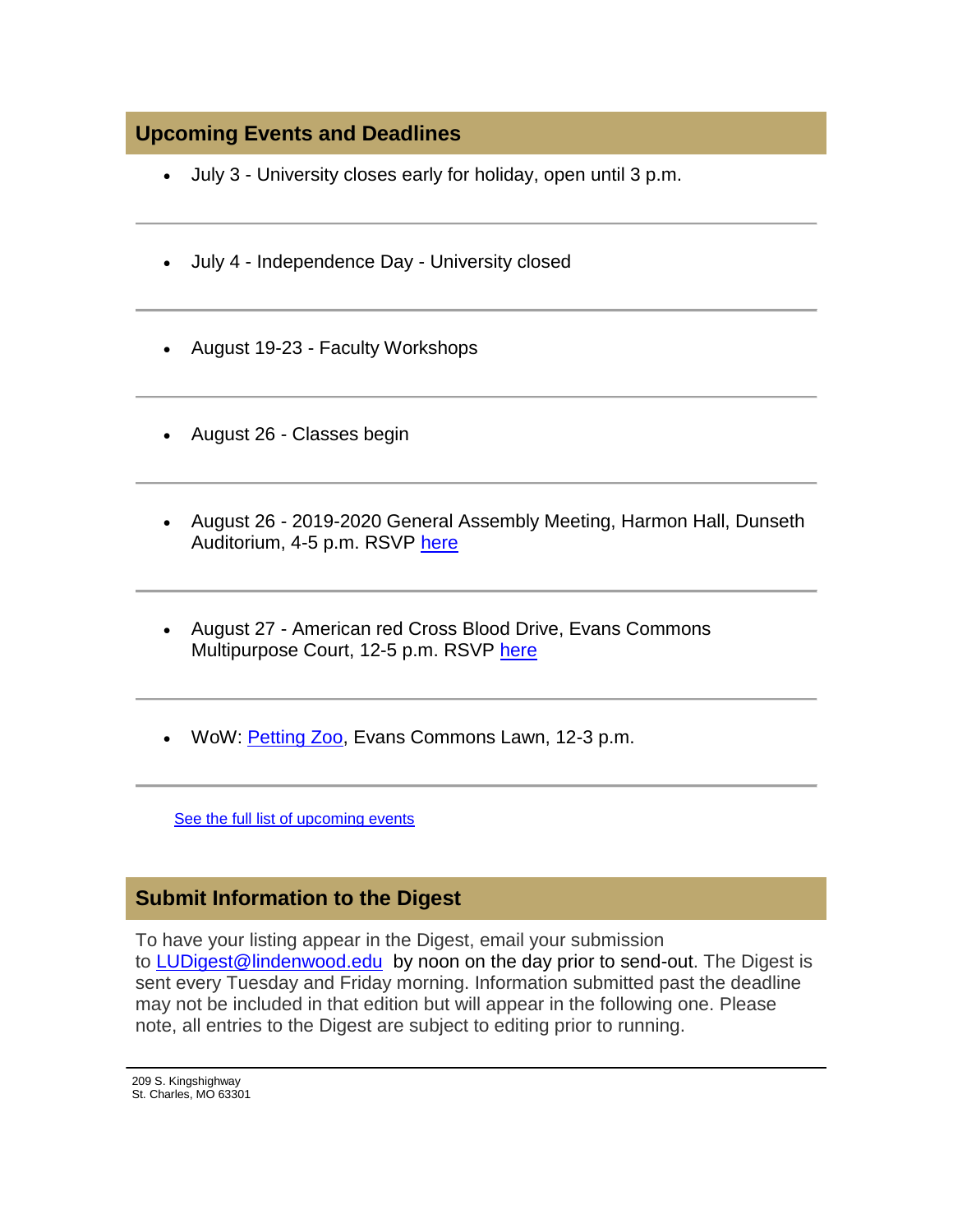## Upcoming Events and Deadlines

- July 3 - University closes early for holiday, open until 3 p.m.

---

- July 4 - Independence Day - University closed

---

- August 19-23 - Faculty Workshops

---

- August 26 - Classes begin

---

- August 26 - 2019-2020 General Assembly Meeting, Harmon Hall, Dunseth Auditorium, 4-5 p.m. RSVP here

---

- August 27 - American red Cross Blood Drive, Evans Commons Multipurpose Court, 12-5 p.m. RSVP here

---

- WoW: Petting Zoo, Evans Commons Lawn, 12-3 p.m.

---

See the full list of upcoming events

## Submit Information to the Digest

To have your listing appear in the Digest, email your submission to LUDigest@lindenwood.edu by noon on the day prior to send-out. The Digest is sent every Tuesday and Friday morning. Information submitted past the deadline may not be included in that edition but will appear in the following one. Please note, all entries to the Digest are subject to editing prior to running.

---

209 S. Kingshighway
St. Charles, MO 63301